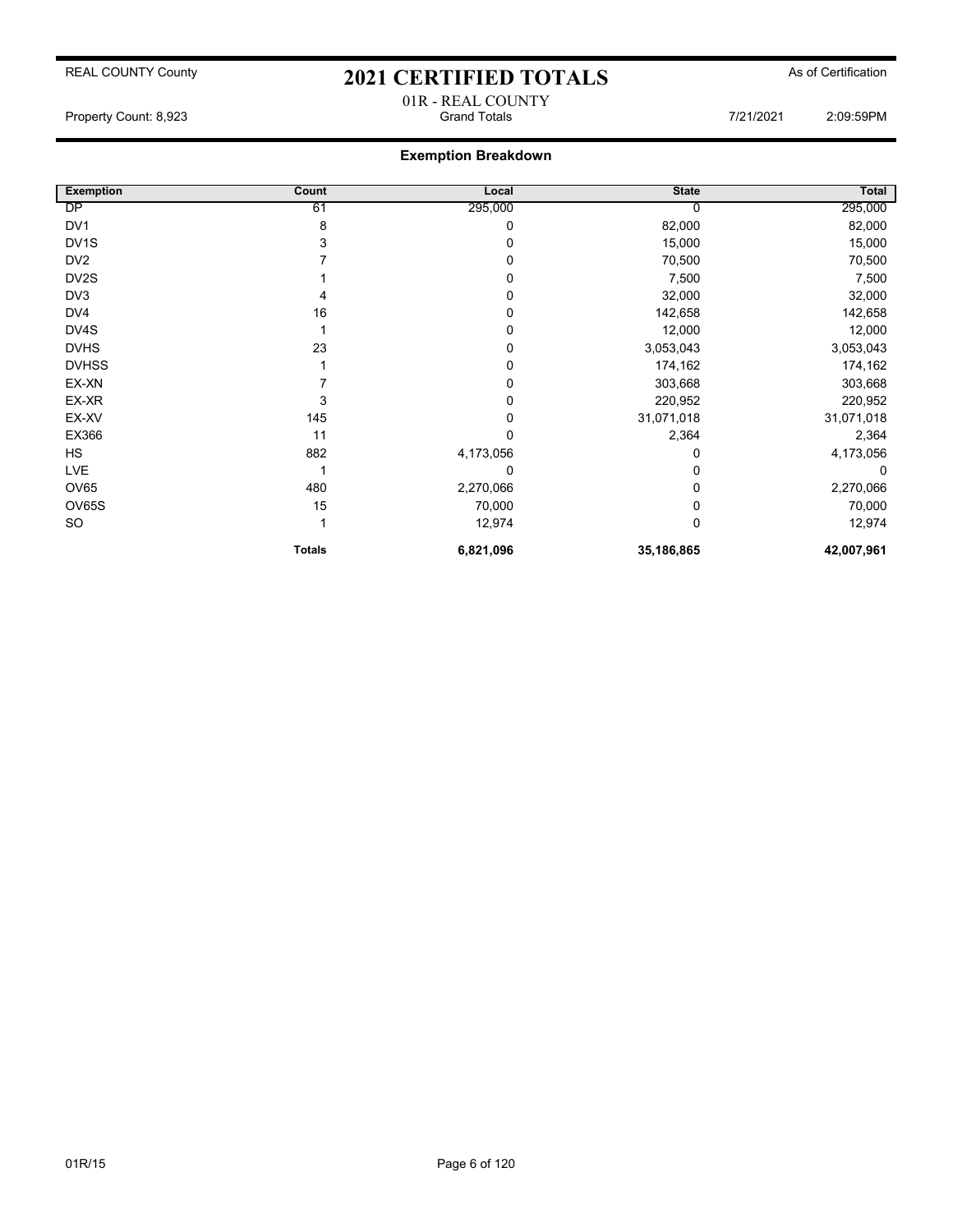REAL COUNTY County

# 2021 CERTIFIED TOTALS

As of Certification

01R - REAL COUNTY

Property Count: 8,923 — Grand Totals — 7/21/2021 2:09:59PM

## Exemption Breakdown

| Exemption | Count | Local | State | Total |
|---|---|---|---|---|
| DP | 61 | 295,000 | 0 | 295,000 |
| DV1 | 8 | 0 | 82,000 | 82,000 |
| DV1S | 3 | 0 | 15,000 | 15,000 |
| DV2 | 7 | 0 | 70,500 | 70,500 |
| DV2S | 1 | 0 | 7,500 | 7,500 |
| DV3 | 4 | 0 | 32,000 | 32,000 |
| DV4 | 16 | 0 | 142,658 | 142,658 |
| DV4S | 1 | 0 | 12,000 | 12,000 |
| DVHS | 23 | 0 | 3,053,043 | 3,053,043 |
| DVHSS | 1 | 0 | 174,162 | 174,162 |
| EX-XN | 7 | 0 | 303,668 | 303,668 |
| EX-XR | 3 | 0 | 220,952 | 220,952 |
| EX-XV | 145 | 0 | 31,071,018 | 31,071,018 |
| EX366 | 11 | 0 | 2,364 | 2,364 |
| HS | 882 | 4,173,056 | 0 | 4,173,056 |
| LVE | 1 | 0 | 0 | 0 |
| OV65 | 480 | 2,270,066 | 0 | 2,270,066 |
| OV65S | 15 | 70,000 | 0 | 70,000 |
| SO | 1 | 12,974 | 0 | 12,974 |
| | **Totals** | **6,821,096** | **35,186,865** | **42,007,961** |

01R/15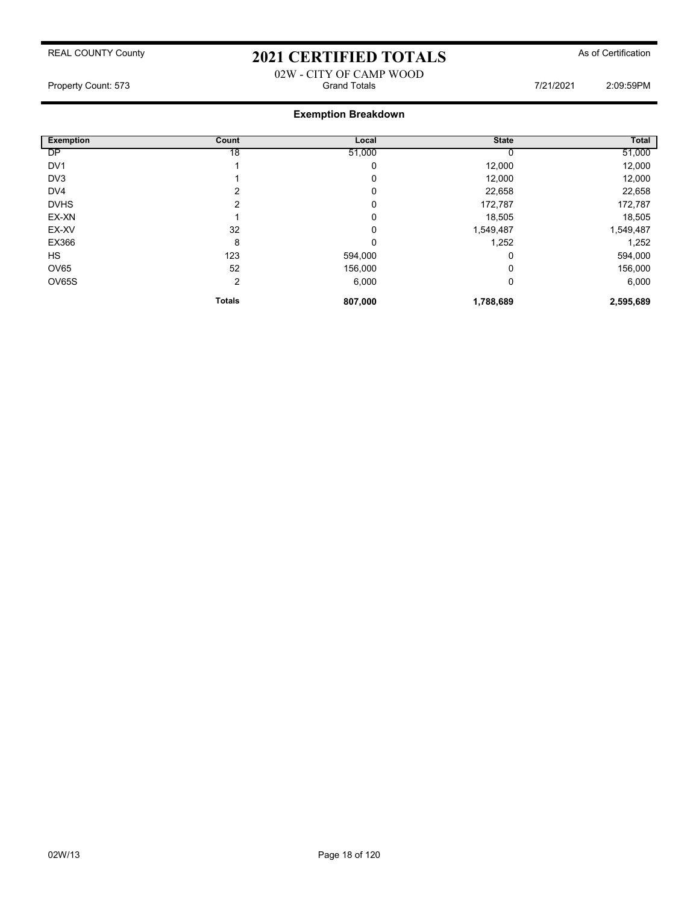REAL COUNTY County

# 2021 CERTIFIED TOTALS

As of Certification

02W - CITY OF CAMP WOOD

Property Count: 573 | Grand Totals | 7/21/2021 | 2:09:59PM

## Exemption Breakdown

| Exemption | Count | Local | State | Total |
|---|---|---|---|---|
| DP | 18 | 51,000 | 0 | 51,000 |
| DV1 | 1 | 0 | 12,000 | 12,000 |
| DV3 | 1 | 0 | 12,000 | 12,000 |
| DV4 | 2 | 0 | 22,658 | 22,658 |
| DVHS | 2 | 0 | 172,787 | 172,787 |
| EX-XN | 1 | 0 | 18,505 | 18,505 |
| EX-XV | 32 | 0 | 1,549,487 | 1,549,487 |
| EX366 | 8 | 0 | 1,252 | 1,252 |
| HS | 123 | 594,000 | 0 | 594,000 |
| OV65 | 52 | 156,000 | 0 | 156,000 |
| OV65S | 2 | 6,000 | 0 | 6,000 |
| | **Totals** | **807,000** | **1,788,689** | **2,595,689** |

02W/13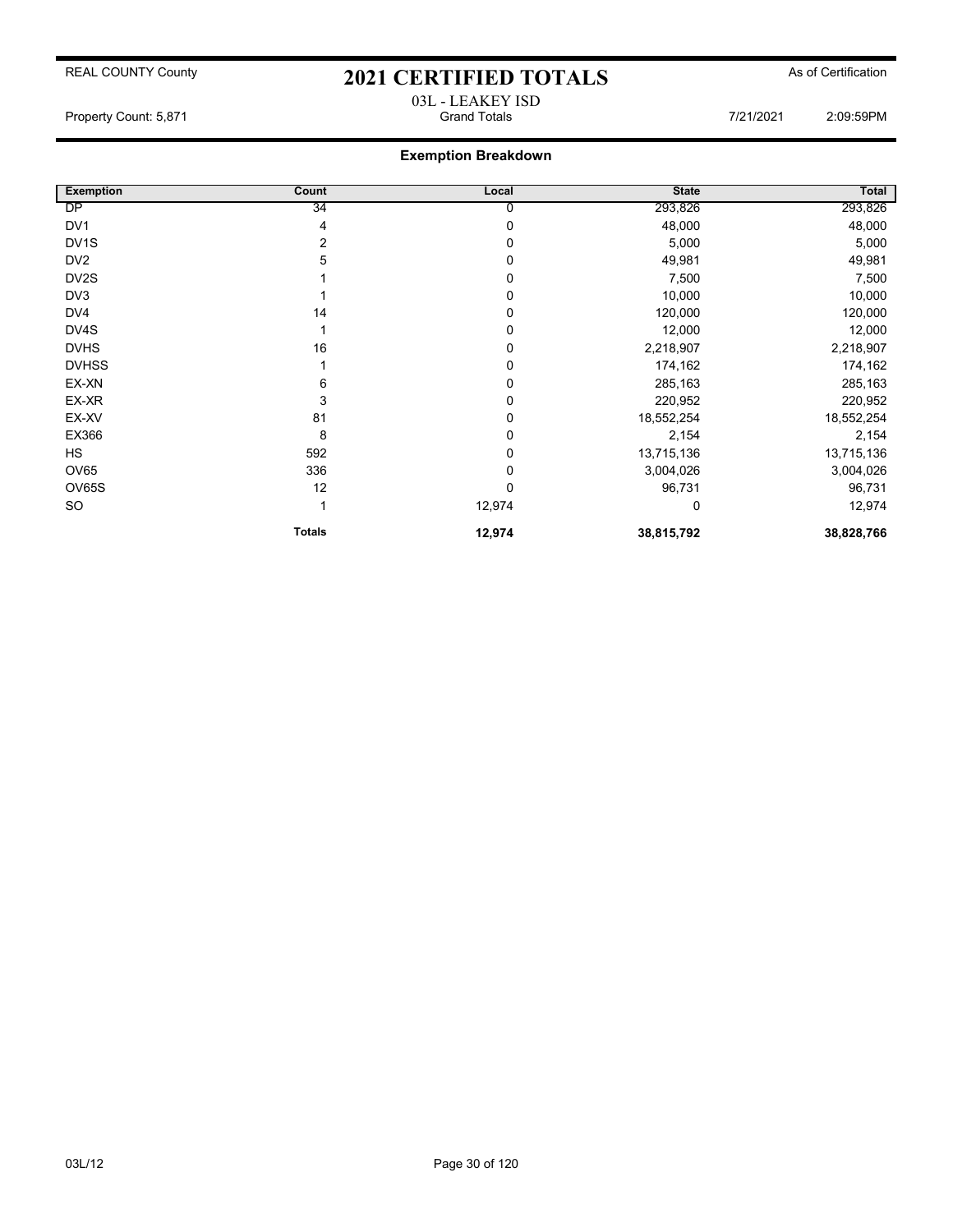REAL COUNTY County

# 2021 CERTIFIED TOTALS

As of Certification

03L - LEAKEY ISD

Property Count: 5,871 | Grand Totals | 7/21/2021 | 2:09:59PM

## Exemption Breakdown

| Exemption | Count | Local | State | Total |
|---|---|---|---|---|
| DP | 34 | 0 | 293,826 | 293,826 |
| DV1 | 4 | 0 | 48,000 | 48,000 |
| DV1S | 2 | 0 | 5,000 | 5,000 |
| DV2 | 5 | 0 | 49,981 | 49,981 |
| DV2S | 1 | 0 | 7,500 | 7,500 |
| DV3 | 1 | 0 | 10,000 | 10,000 |
| DV4 | 14 | 0 | 120,000 | 120,000 |
| DV4S | 1 | 0 | 12,000 | 12,000 |
| DVHS | 16 | 0 | 2,218,907 | 2,218,907 |
| DVHSS | 1 | 0 | 174,162 | 174,162 |
| EX-XN | 6 | 0 | 285,163 | 285,163 |
| EX-XR | 3 | 0 | 220,952 | 220,952 |
| EX-XV | 81 | 0 | 18,552,254 | 18,552,254 |
| EX366 | 8 | 0 | 2,154 | 2,154 |
| HS | 592 | 0 | 13,715,136 | 13,715,136 |
| OV65 | 336 | 0 | 3,004,026 | 3,004,026 |
| OV65S | 12 | 0 | 96,731 | 96,731 |
| SO | 1 | 12,974 | 0 | 12,974 |
| | **Totals** | **12,974** | **38,815,792** | **38,828,766** |

03L/12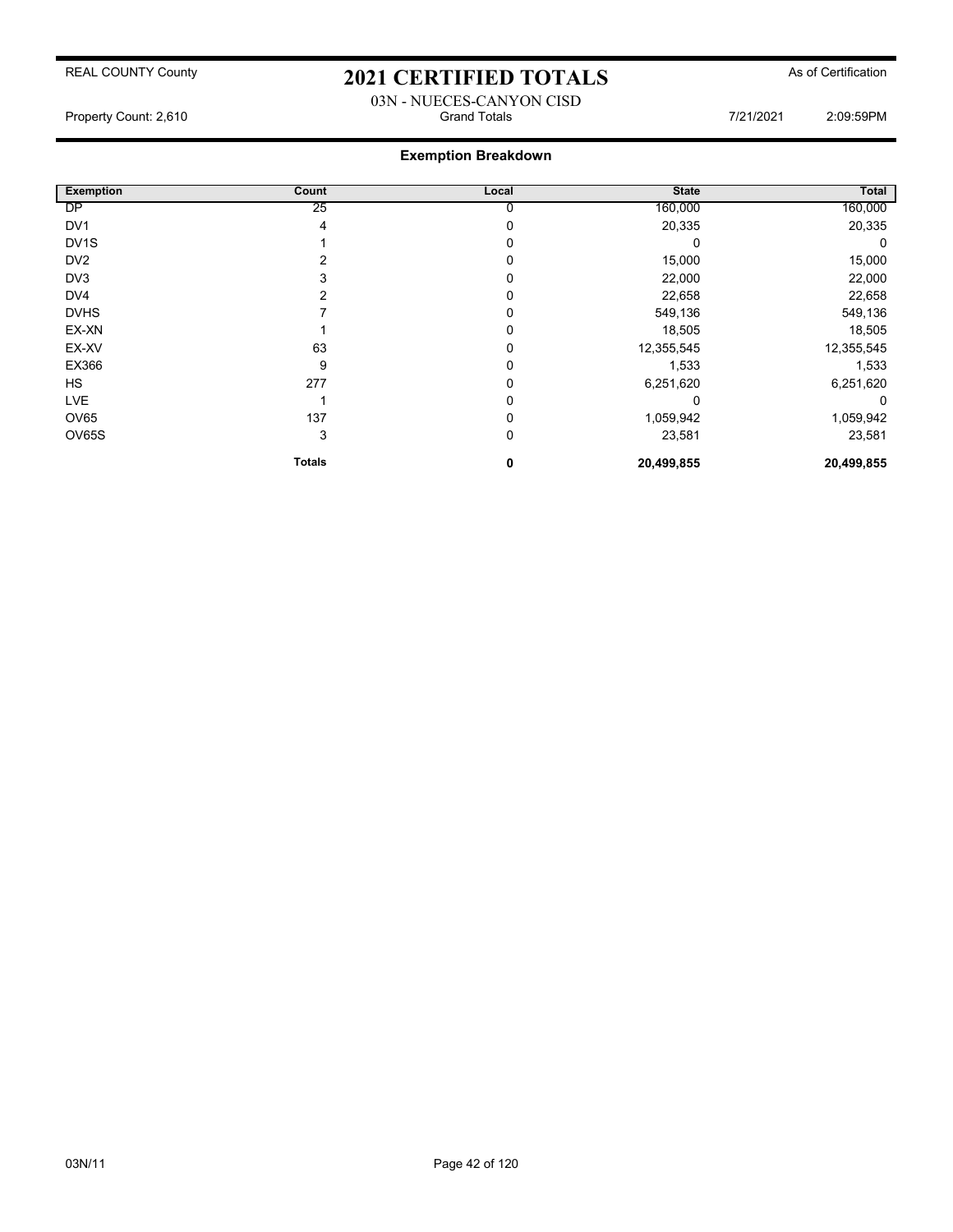REAL COUNTY County

# 2021 CERTIFIED TOTALS

As of Certification

03N - NUECES-CANYON CISD

Property Count: 2,610 — Grand Totals — 7/21/2021 2:09:59PM

## Exemption Breakdown

| Exemption | Count | Local | State | Total |
|---|---|---|---|---|
| DP | 25 | 0 | 160,000 | 160,000 |
| DV1 | 4 | 0 | 20,335 | 20,335 |
| DV1S | 1 | 0 | 0 | 0 |
| DV2 | 2 | 0 | 15,000 | 15,000 |
| DV3 | 3 | 0 | 22,000 | 22,000 |
| DV4 | 2 | 0 | 22,658 | 22,658 |
| DVHS | 7 | 0 | 549,136 | 549,136 |
| EX-XN | 1 | 0 | 18,505 | 18,505 |
| EX-XV | 63 | 0 | 12,355,545 | 12,355,545 |
| EX366 | 9 | 0 | 1,533 | 1,533 |
| HS | 277 | 0 | 6,251,620 | 6,251,620 |
| LVE | 1 | 0 | 0 | 0 |
| OV65 | 137 | 0 | 1,059,942 | 1,059,942 |
| OV65S | 3 | 0 | 23,581 | 23,581 |
| | **Totals** | **0** | **20,499,855** | **20,499,855** |

03N/11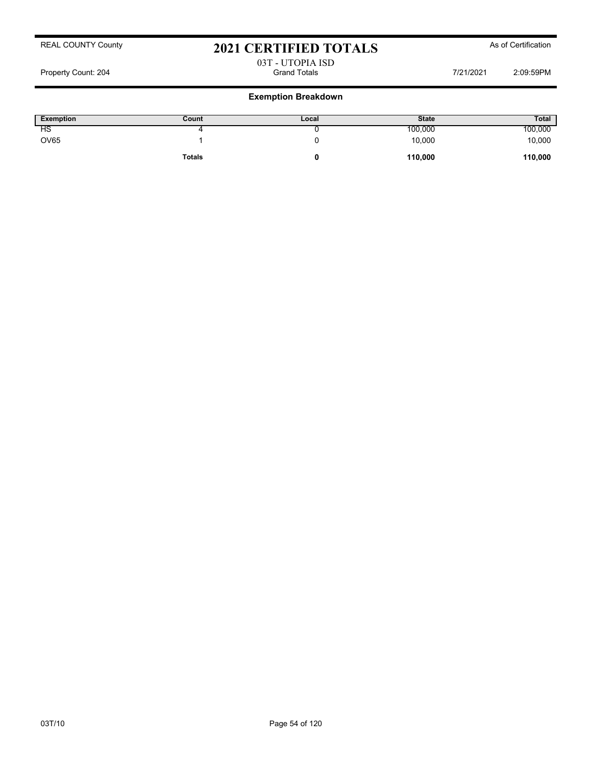REAL COUNTY County

# 2021 CERTIFIED TOTALS

As of Certification

03T - UTOPIA ISD

Property Count: 204 Grand Totals 7/21/2021 2:09:59PM

## Exemption Breakdown

| Exemption | Count | Local | State | Total |
|---|---|---|---|---|
| HS | 4 | 0 | 100,000 | 100,000 |
| OV65 | 1 | 0 | 10,000 | 10,000 |
| | **Totals** | **0** | **110,000** | **110,000** |

03T/10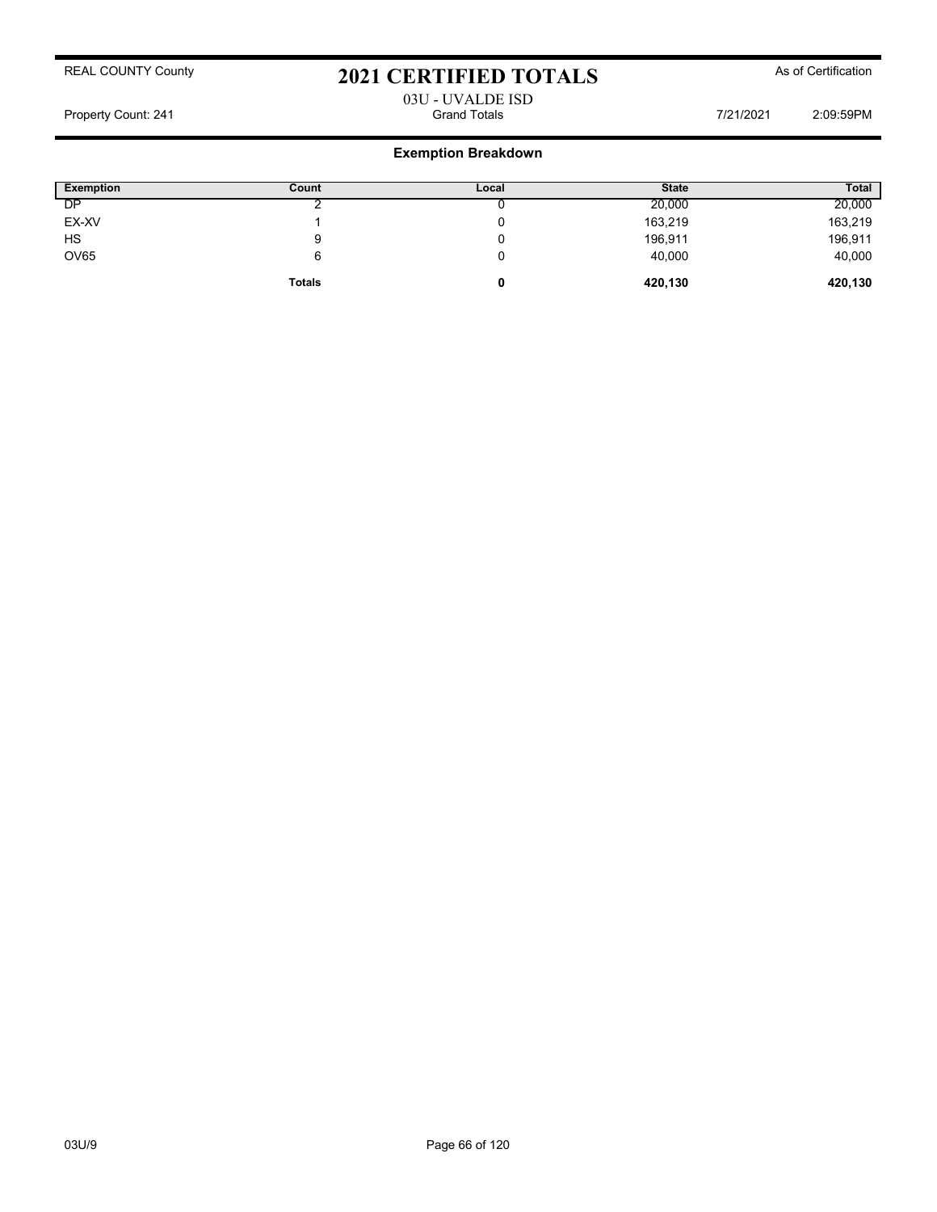REAL COUNTY County

# 2021 CERTIFIED TOTALS

As of Certification

03U - UVALDE ISD

Property Count: 241 | Grand Totals | 7/21/2021 | 2:09:59PM

## Exemption Breakdown

| Exemption | Count | Local | State | Total |
|---|---|---|---|---|
| DP | 2 | 0 | 20,000 | 20,000 |
| EX-XV | 1 | 0 | 163,219 | 163,219 |
| HS | 9 | 0 | 196,911 | 196,911 |
| OV65 | 6 | 0 | 40,000 | 40,000 |
| | **Totals** | **0** | **420,130** | **420,130** |

03U/9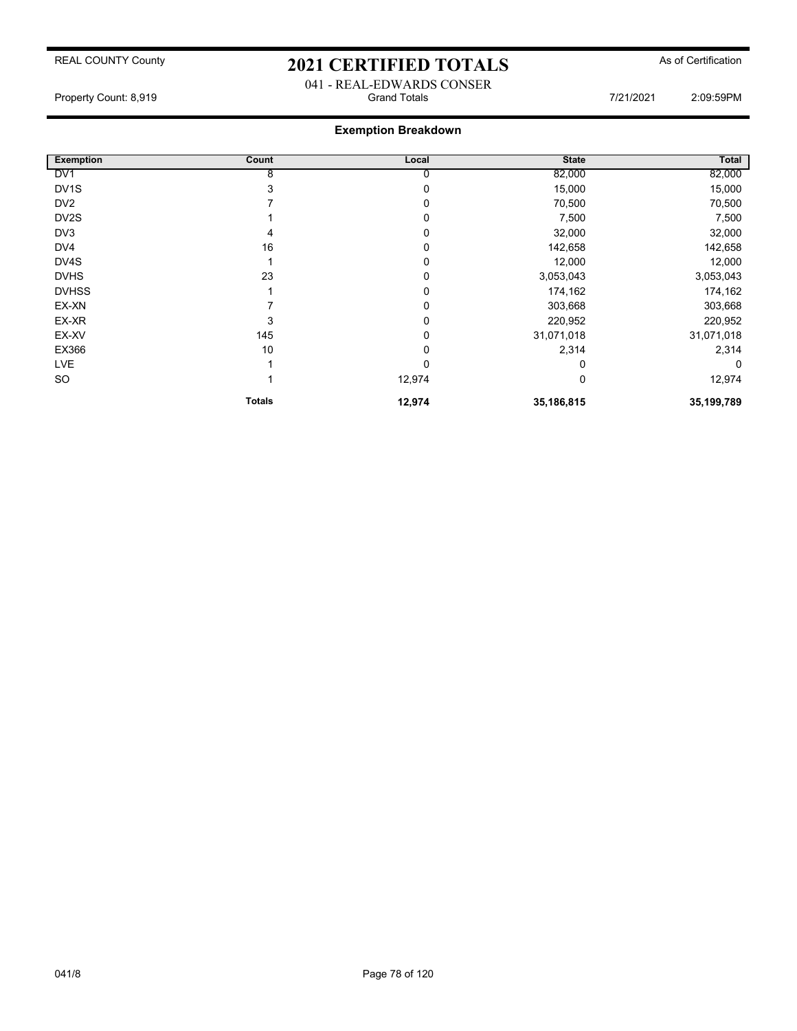REAL COUNTY County

# 2021 CERTIFIED TOTALS

As of Certification

041 - REAL-EDWARDS CONSER

Property Count: 8,919 | Grand Totals | 7/21/2021 2:09:59PM

## Exemption Breakdown

| Exemption | Count | Local | State | Total |
|---|---|---|---|---|
| DV1 | 8 | 0 | 82,000 | 82,000 |
| DV1S | 3 | 0 | 15,000 | 15,000 |
| DV2 | 7 | 0 | 70,500 | 70,500 |
| DV2S | 1 | 0 | 7,500 | 7,500 |
| DV3 | 4 | 0 | 32,000 | 32,000 |
| DV4 | 16 | 0 | 142,658 | 142,658 |
| DV4S | 1 | 0 | 12,000 | 12,000 |
| DVHS | 23 | 0 | 3,053,043 | 3,053,043 |
| DVHSS | 1 | 0 | 174,162 | 174,162 |
| EX-XN | 7 | 0 | 303,668 | 303,668 |
| EX-XR | 3 | 0 | 220,952 | 220,952 |
| EX-XV | 145 | 0 | 31,071,018 | 31,071,018 |
| EX366 | 10 | 0 | 2,314 | 2,314 |
| LVE | 1 | 0 | 0 | 0 |
| SO | 1 | 12,974 | 0 | 12,974 |
| | **Totals** | **12,974** | **35,186,815** | **35,199,789** |

041/8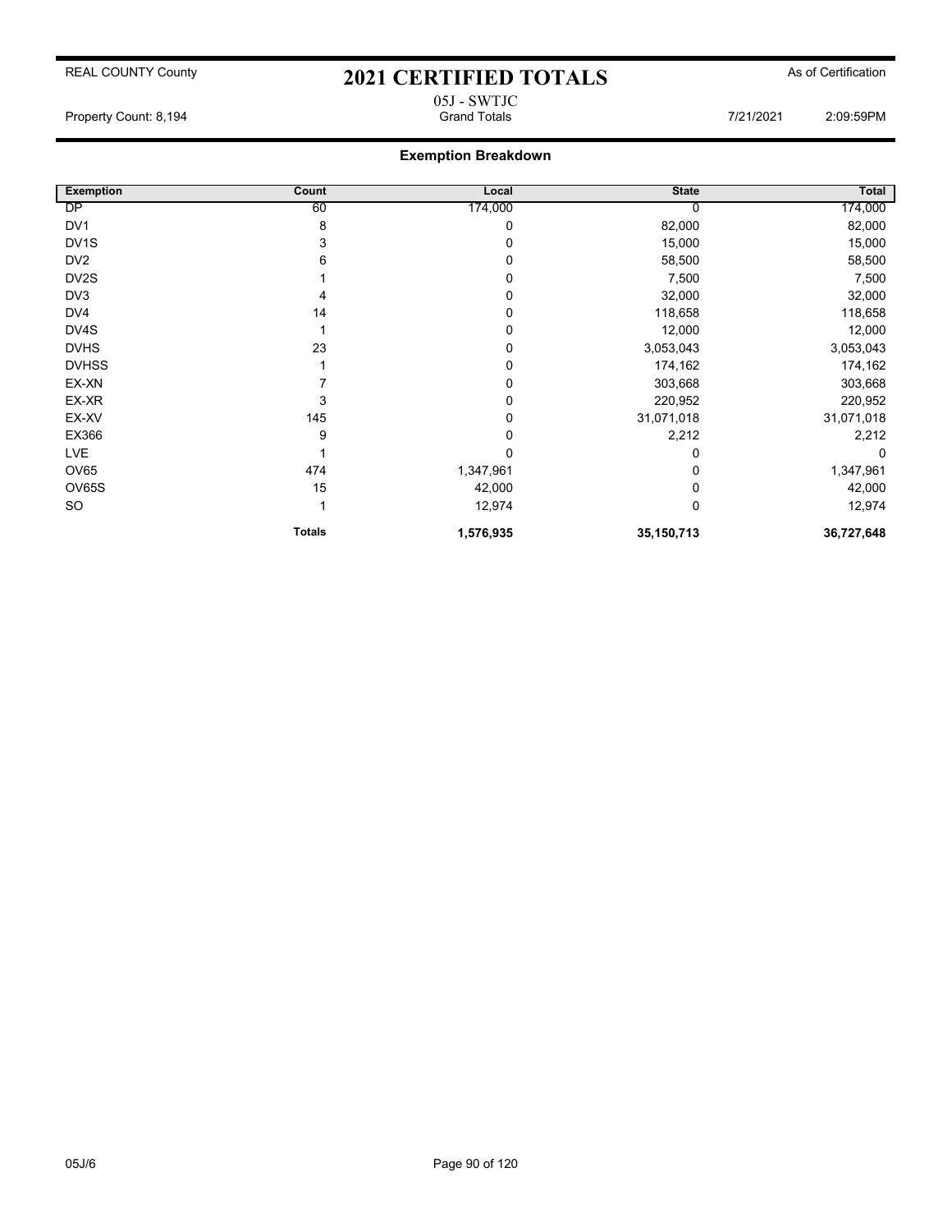# 2021 CERTIFIED TOTALS

REAL COUNTY County — As of Certification

05J - SWTJC

Property Count: 8,194 — Grand Totals — 7/21/2021 2:09:59PM

## Exemption Breakdown

| Exemption | Count | Local | State | Total |
|---|---|---|---|---|
| DP | 60 | 174,000 | 0 | 174,000 |
| DV1 | 8 | 0 | 82,000 | 82,000 |
| DV1S | 3 | 0 | 15,000 | 15,000 |
| DV2 | 6 | 0 | 58,500 | 58,500 |
| DV2S | 1 | 0 | 7,500 | 7,500 |
| DV3 | 4 | 0 | 32,000 | 32,000 |
| DV4 | 14 | 0 | 118,658 | 118,658 |
| DV4S | 1 | 0 | 12,000 | 12,000 |
| DVHS | 23 | 0 | 3,053,043 | 3,053,043 |
| DVHSS | 1 | 0 | 174,162 | 174,162 |
| EX-XN | 7 | 0 | 303,668 | 303,668 |
| EX-XR | 3 | 0 | 220,952 | 220,952 |
| EX-XV | 145 | 0 | 31,071,018 | 31,071,018 |
| EX366 | 9 | 0 | 2,212 | 2,212 |
| LVE | 1 | 0 | 0 | 0 |
| OV65 | 474 | 1,347,961 | 0 | 1,347,961 |
| OV65S | 15 | 42,000 | 0 | 42,000 |
| SO | 1 | 12,974 | 0 | 12,974 |
| | **Totals** | **1,576,935** | **35,150,713** | **36,727,648** |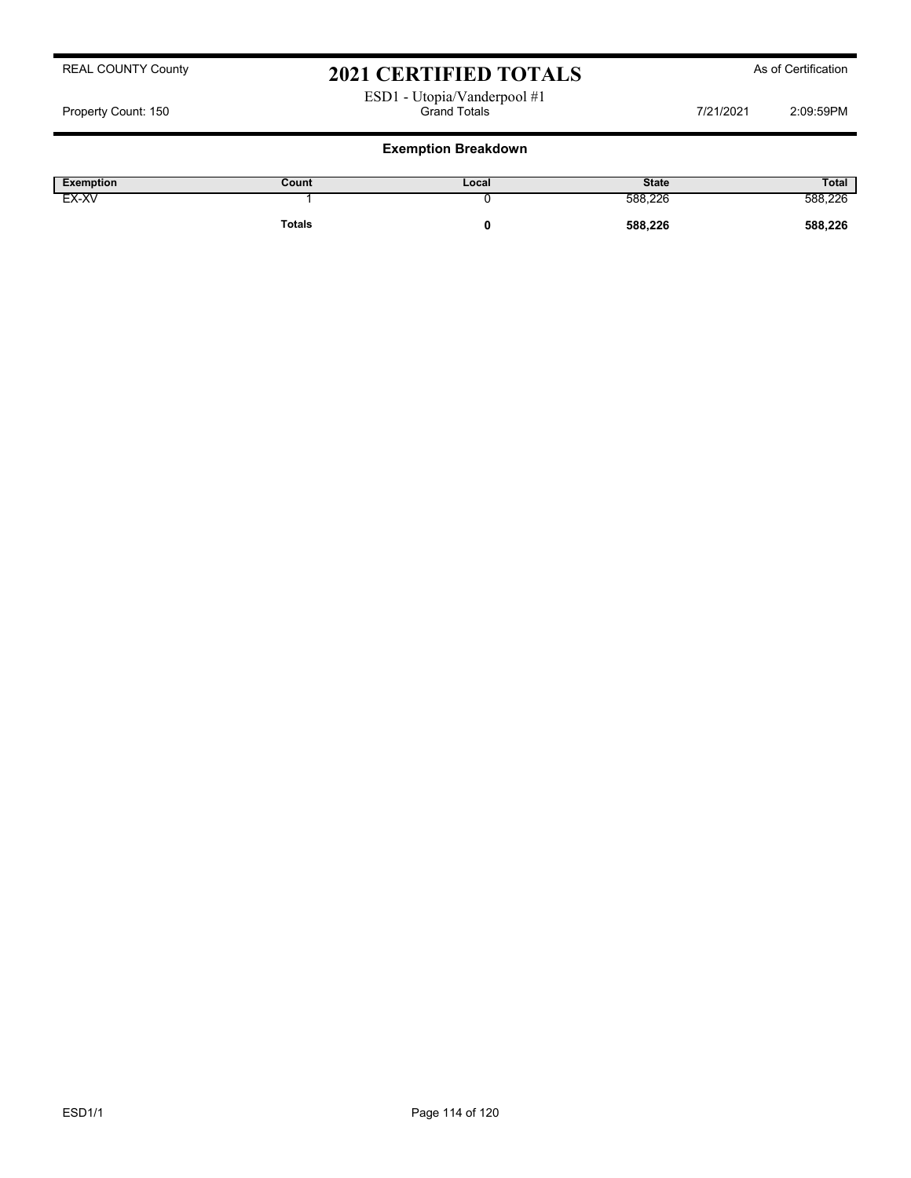REAL COUNTY County

# 2021 CERTIFIED TOTALS

As of Certification

ESD1 - Utopia/Vanderpool #1

Grand Totals

Property Count: 150

7/21/2021 2:09:59PM

## Exemption Breakdown

| Exemption | Count | Local | State | Total |
|---|---|---|---|---|
| EX-XV | 1 | 0 | 588,226 | 588,226 |
| | **Totals** | **0** | **588,226** | **588,226** |

ESD1/1